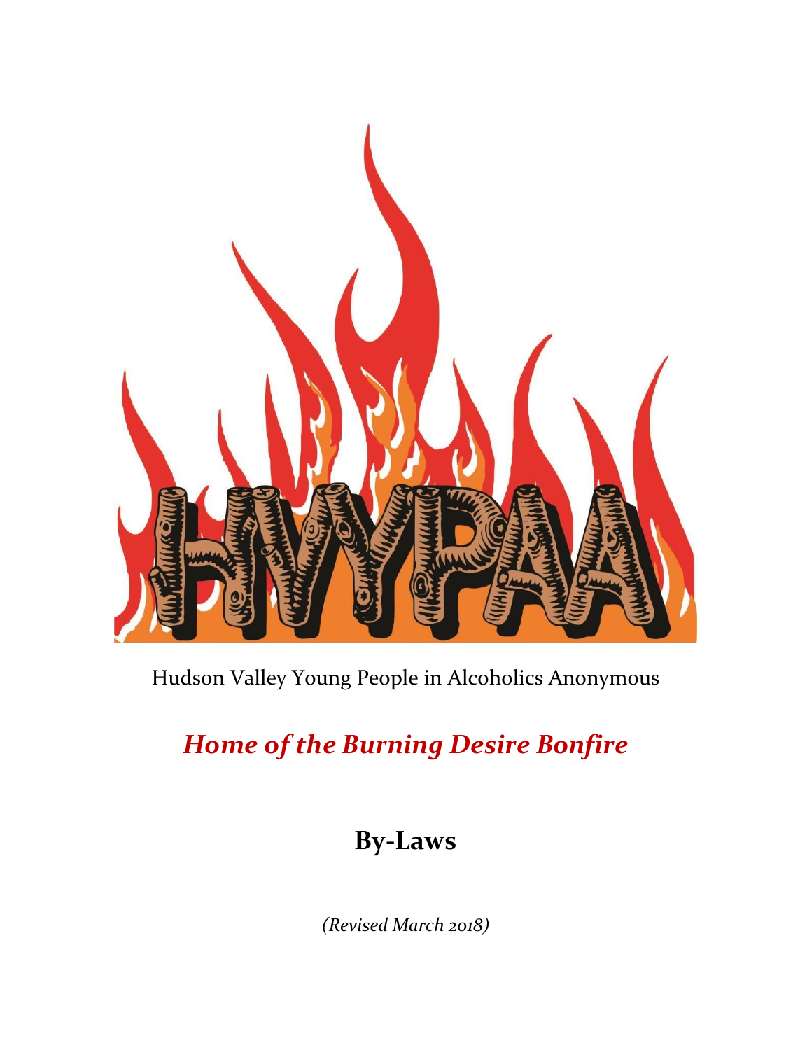HVYPAA

Hudson Valley Young People in Alcoholics Anonymous

## *Home of the Burning Desire Bonfire*

# By-Laws

*(Revised March 2018)*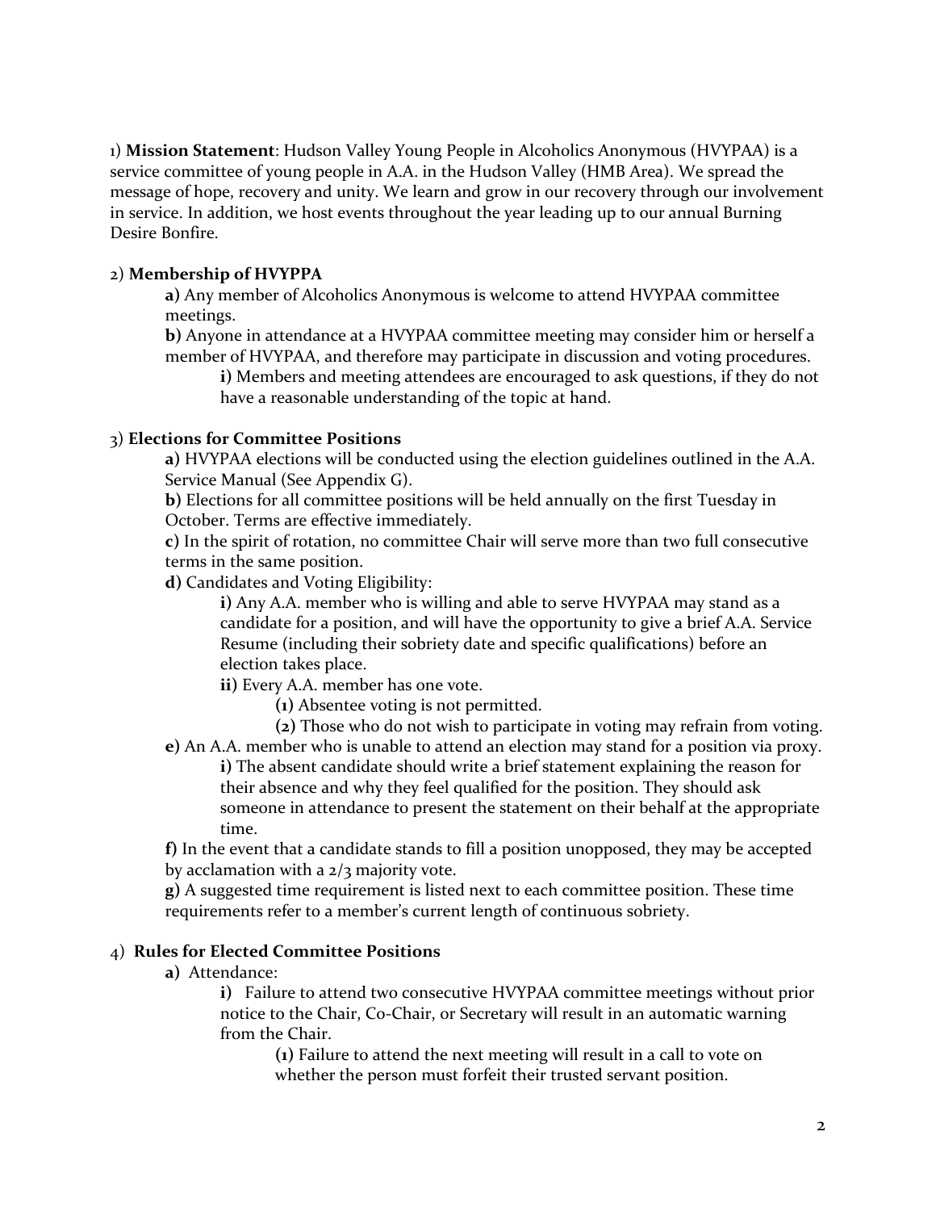1) **Mission Statement**: Hudson Valley Young People in Alcoholics Anonymous (HVYPAA) is a service committee of young people in A.A. in the Hudson Valley (HMB Area). We spread the message of hope, recovery and unity. We learn and grow in our recovery through our involvement in service. In addition, we host events throughout the year leading up to our annual Burning Desire Bonfire.

2) **Membership of HVYPPA**

- **a)** Any member of Alcoholics Anonymous is welcome to attend HVYPAA committee meetings.
- **b)** Anyone in attendance at a HVYPAA committee meeting may consider him or herself a member of HVYPAA, and therefore may participate in discussion and voting procedures.
  - **i)** Members and meeting attendees are encouraged to ask questions, if they do not have a reasonable understanding of the topic at hand.

3) **Elections for Committee Positions**

- **a)** HVYPAA elections will be conducted using the election guidelines outlined in the A.A. Service Manual (See Appendix G).
- **b)** Elections for all committee positions will be held annually on the first Tuesday in October. Terms are effective immediately.
- **c)** In the spirit of rotation, no committee Chair will serve more than two full consecutive terms in the same position.
- **d)** Candidates and Voting Eligibility:
  - **i)** Any A.A. member who is willing and able to serve HVYPAA may stand as a candidate for a position, and will have the opportunity to give a brief A.A. Service Resume (including their sobriety date and specific qualifications) before an election takes place.
  - **ii)** Every A.A. member has one vote.
    - **(1)** Absentee voting is not permitted.
    - **(2)** Those who do not wish to participate in voting may refrain from voting.
- **e)** An A.A. member who is unable to attend an election may stand for a position via proxy.
  - **i)** The absent candidate should write a brief statement explaining the reason for their absence and why they feel qualified for the position. They should ask someone in attendance to present the statement on their behalf at the appropriate time.
- **f)** In the event that a candidate stands to fill a position unopposed, they may be accepted by acclamation with a 2/3 majority vote.
- **g)** A suggested time requirement is listed next to each committee position. These time requirements refer to a member's current length of continuous sobriety.

4) **Rules for Elected Committee Positions**

- **a)** Attendance:
  - **i)** Failure to attend two consecutive HVYPAA committee meetings without prior notice to the Chair, Co-Chair, or Secretary will result in an automatic warning from the Chair.
    - **(1)** Failure to attend the next meeting will result in a call to vote on whether the person must forfeit their trusted servant position.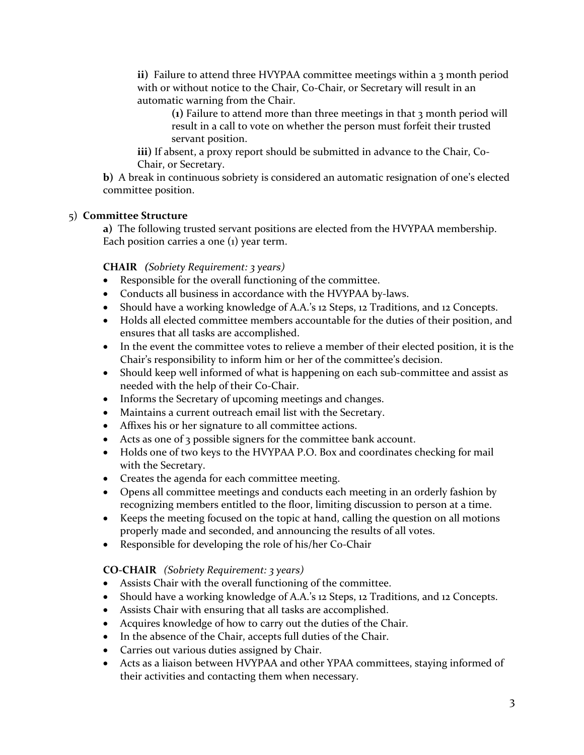**ii)** Failure to attend three HVYPAA committee meetings within a 3 month period with or without notice to the Chair, Co-Chair, or Secretary will result in an automatic warning from the Chair.

**(1)** Failure to attend more than three meetings in that 3 month period will result in a call to vote on whether the person must forfeit their trusted servant position.

**iii)** If absent, a proxy report should be submitted in advance to the Chair, Co-Chair, or Secretary.

**b)** A break in continuous sobriety is considered an automatic resignation of one's elected committee position.

5) **Committee Structure**

**a)** The following trusted servant positions are elected from the HVYPAA membership. Each position carries a one (1) year term.

**CHAIR** *(Sobriety Requirement: 3 years)*

- Responsible for the overall functioning of the committee.
- Conducts all business in accordance with the HVYPAA by-laws.
- Should have a working knowledge of A.A.'s 12 Steps, 12 Traditions, and 12 Concepts.
- Holds all elected committee members accountable for the duties of their position, and ensures that all tasks are accomplished.
- In the event the committee votes to relieve a member of their elected position, it is the Chair's responsibility to inform him or her of the committee's decision.
- Should keep well informed of what is happening on each sub-committee and assist as needed with the help of their Co-Chair.
- Informs the Secretary of upcoming meetings and changes.
- Maintains a current outreach email list with the Secretary.
- Affixes his or her signature to all committee actions.
- Acts as one of 3 possible signers for the committee bank account.
- Holds one of two keys to the HVYPAA P.O. Box and coordinates checking for mail with the Secretary.
- Creates the agenda for each committee meeting.
- Opens all committee meetings and conducts each meeting in an orderly fashion by recognizing members entitled to the floor, limiting discussion to person at a time.
- Keeps the meeting focused on the topic at hand, calling the question on all motions properly made and seconded, and announcing the results of all votes.
- Responsible for developing the role of his/her Co-Chair

**CO-CHAIR** *(Sobriety Requirement: 3 years)*

- Assists Chair with the overall functioning of the committee.
- Should have a working knowledge of A.A.'s 12 Steps, 12 Traditions, and 12 Concepts.
- Assists Chair with ensuring that all tasks are accomplished.
- Acquires knowledge of how to carry out the duties of the Chair.
- In the absence of the Chair, accepts full duties of the Chair.
- Carries out various duties assigned by Chair.
- Acts as a liaison between HVYPAA and other YPAA committees, staying informed of their activities and contacting them when necessary.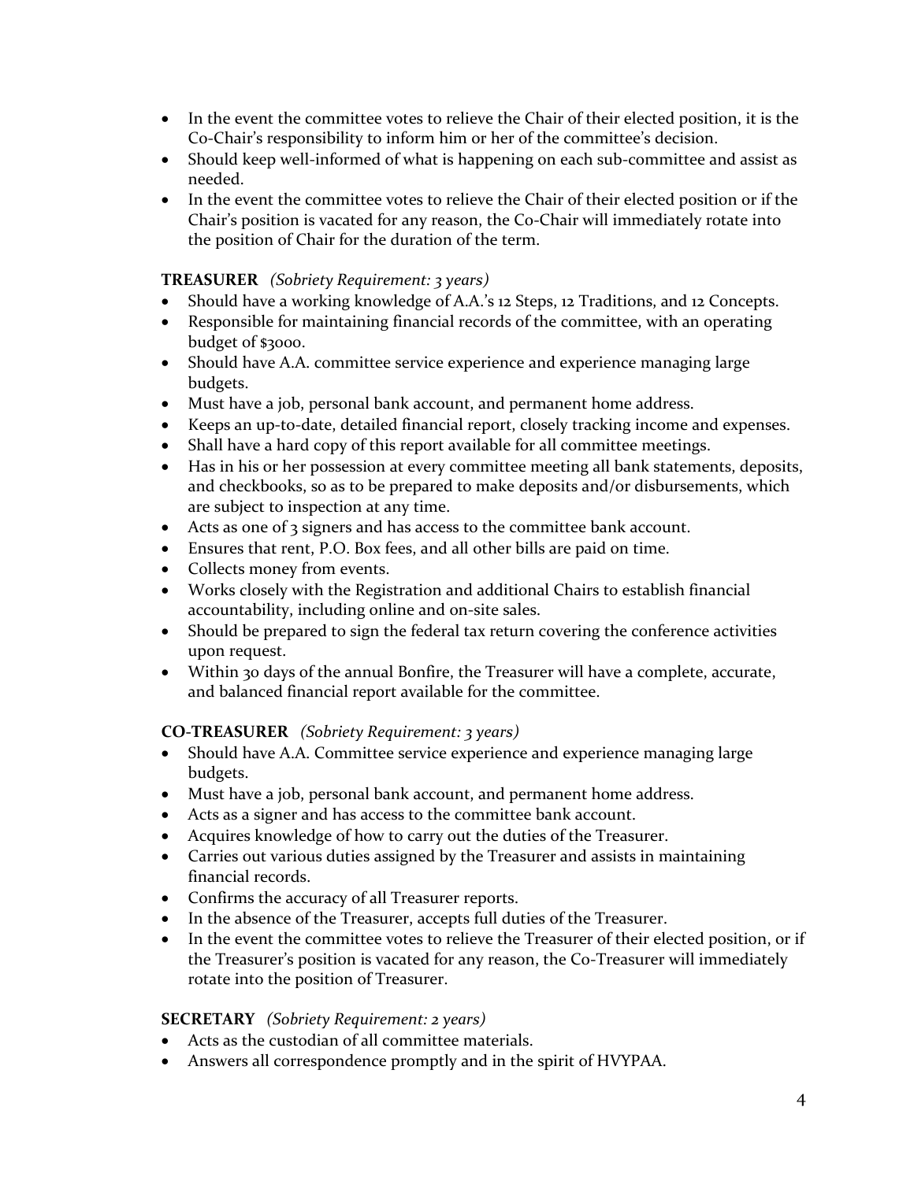- In the event the committee votes to relieve the Chair of their elected position, it is the Co-Chair's responsibility to inform him or her of the committee's decision.
- Should keep well-informed of what is happening on each sub-committee and assist as needed.
- In the event the committee votes to relieve the Chair of their elected position or if the Chair's position is vacated for any reason, the Co-Chair will immediately rotate into the position of Chair for the duration of the term.

**TREASURER** *(Sobriety Requirement: 3 years)*

- Should have a working knowledge of A.A.'s 12 Steps, 12 Traditions, and 12 Concepts.
- Responsible for maintaining financial records of the committee, with an operating budget of $3000.
- Should have A.A. committee service experience and experience managing large budgets.
- Must have a job, personal bank account, and permanent home address.
- Keeps an up-to-date, detailed financial report, closely tracking income and expenses.
- Shall have a hard copy of this report available for all committee meetings.
- Has in his or her possession at every committee meeting all bank statements, deposits, and checkbooks, so as to be prepared to make deposits and/or disbursements, which are subject to inspection at any time.
- Acts as one of 3 signers and has access to the committee bank account.
- Ensures that rent, P.O. Box fees, and all other bills are paid on time.
- Collects money from events.
- Works closely with the Registration and additional Chairs to establish financial accountability, including online and on-site sales.
- Should be prepared to sign the federal tax return covering the conference activities upon request.
- Within 30 days of the annual Bonfire, the Treasurer will have a complete, accurate, and balanced financial report available for the committee.

**CO-TREASURER** *(Sobriety Requirement: 3 years)*

- Should have A.A. Committee service experience and experience managing large budgets.
- Must have a job, personal bank account, and permanent home address.
- Acts as a signer and has access to the committee bank account.
- Acquires knowledge of how to carry out the duties of the Treasurer.
- Carries out various duties assigned by the Treasurer and assists in maintaining financial records.
- Confirms the accuracy of all Treasurer reports.
- In the absence of the Treasurer, accepts full duties of the Treasurer.
- In the event the committee votes to relieve the Treasurer of their elected position, or if the Treasurer's position is vacated for any reason, the Co-Treasurer will immediately rotate into the position of Treasurer.

**SECRETARY** *(Sobriety Requirement: 2 years)*

- Acts as the custodian of all committee materials.
- Answers all correspondence promptly and in the spirit of HVYPAA.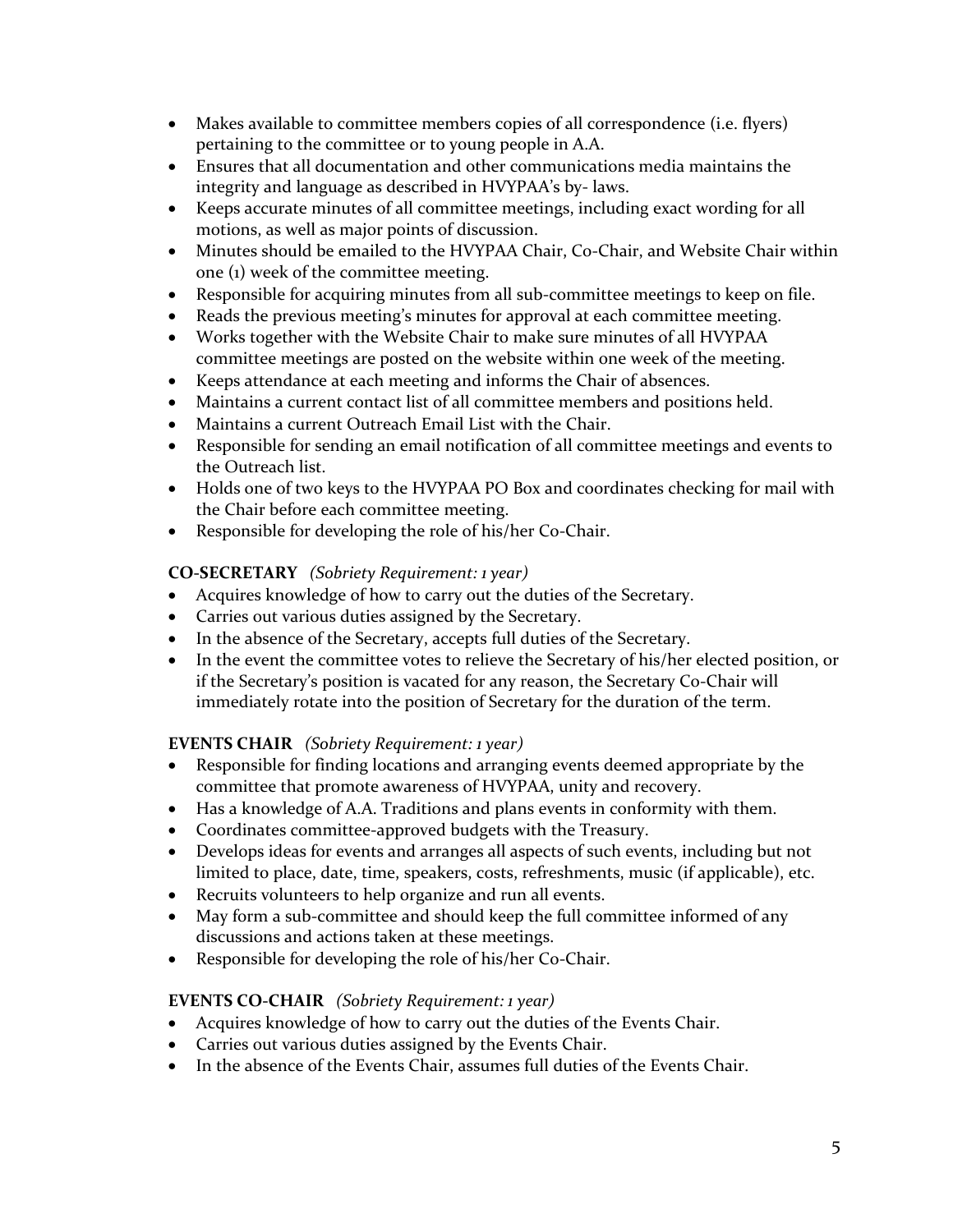- Makes available to committee members copies of all correspondence (i.e. flyers) pertaining to the committee or to young people in A.A.
- Ensures that all documentation and other communications media maintains the integrity and language as described in HVYPAA's by- laws.
- Keeps accurate minutes of all committee meetings, including exact wording for all motions, as well as major points of discussion.
- Minutes should be emailed to the HVYPAA Chair, Co-Chair, and Website Chair within one (1) week of the committee meeting.
- Responsible for acquiring minutes from all sub-committee meetings to keep on file.
- Reads the previous meeting's minutes for approval at each committee meeting.
- Works together with the Website Chair to make sure minutes of all HVYPAA committee meetings are posted on the website within one week of the meeting.
- Keeps attendance at each meeting and informs the Chair of absences.
- Maintains a current contact list of all committee members and positions held.
- Maintains a current Outreach Email List with the Chair.
- Responsible for sending an email notification of all committee meetings and events to the Outreach list.
- Holds one of two keys to the HVYPAA PO Box and coordinates checking for mail with the Chair before each committee meeting.
- Responsible for developing the role of his/her Co-Chair.

**CO-SECRETARY** *(Sobriety Requirement: 1 year)*

- Acquires knowledge of how to carry out the duties of the Secretary.
- Carries out various duties assigned by the Secretary.
- In the absence of the Secretary, accepts full duties of the Secretary.
- In the event the committee votes to relieve the Secretary of his/her elected position, or if the Secretary's position is vacated for any reason, the Secretary Co-Chair will immediately rotate into the position of Secretary for the duration of the term.

**EVENTS CHAIR** *(Sobriety Requirement: 1 year)*

- Responsible for finding locations and arranging events deemed appropriate by the committee that promote awareness of HVYPAA, unity and recovery.
- Has a knowledge of A.A. Traditions and plans events in conformity with them.
- Coordinates committee-approved budgets with the Treasury.
- Develops ideas for events and arranges all aspects of such events, including but not limited to place, date, time, speakers, costs, refreshments, music (if applicable), etc.
- Recruits volunteers to help organize and run all events.
- May form a sub-committee and should keep the full committee informed of any discussions and actions taken at these meetings.
- Responsible for developing the role of his/her Co-Chair.

**EVENTS CO-CHAIR** *(Sobriety Requirement: 1 year)*

- Acquires knowledge of how to carry out the duties of the Events Chair.
- Carries out various duties assigned by the Events Chair.
- In the absence of the Events Chair, assumes full duties of the Events Chair.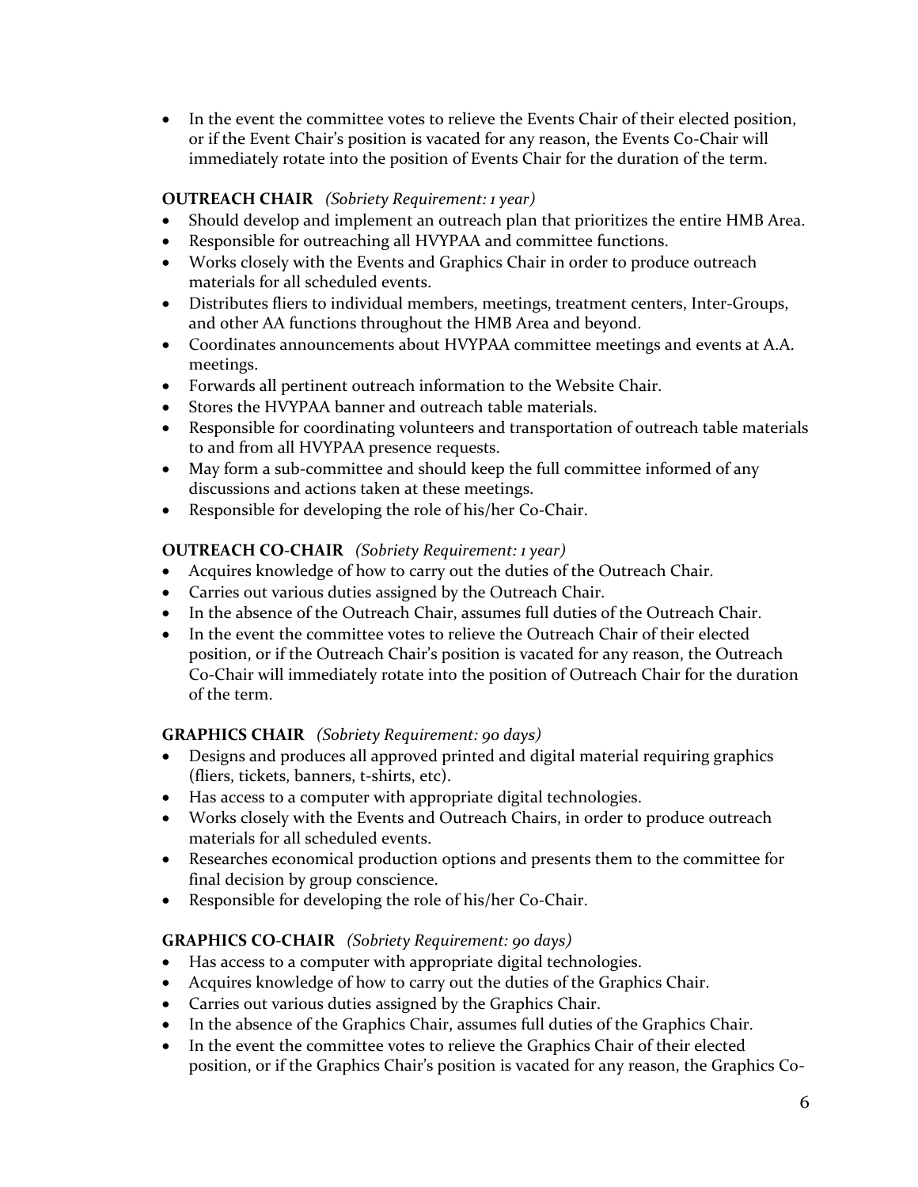- In the event the committee votes to relieve the Events Chair of their elected position, or if the Event Chair's position is vacated for any reason, the Events Co-Chair will immediately rotate into the position of Events Chair for the duration of the term.

**OUTREACH CHAIR** *(Sobriety Requirement: 1 year)*

- Should develop and implement an outreach plan that prioritizes the entire HMB Area.
- Responsible for outreaching all HVYPAA and committee functions.
- Works closely with the Events and Graphics Chair in order to produce outreach materials for all scheduled events.
- Distributes fliers to individual members, meetings, treatment centers, Inter-Groups, and other AA functions throughout the HMB Area and beyond.
- Coordinates announcements about HVYPAA committee meetings and events at A.A. meetings.
- Forwards all pertinent outreach information to the Website Chair.
- Stores the HVYPAA banner and outreach table materials.
- Responsible for coordinating volunteers and transportation of outreach table materials to and from all HVYPAA presence requests.
- May form a sub-committee and should keep the full committee informed of any discussions and actions taken at these meetings.
- Responsible for developing the role of his/her Co-Chair.

**OUTREACH CO-CHAIR** *(Sobriety Requirement: 1 year)*

- Acquires knowledge of how to carry out the duties of the Outreach Chair.
- Carries out various duties assigned by the Outreach Chair.
- In the absence of the Outreach Chair, assumes full duties of the Outreach Chair.
- In the event the committee votes to relieve the Outreach Chair of their elected position, or if the Outreach Chair's position is vacated for any reason, the Outreach Co-Chair will immediately rotate into the position of Outreach Chair for the duration of the term.

**GRAPHICS CHAIR** *(Sobriety Requirement: 90 days)*

- Designs and produces all approved printed and digital material requiring graphics (fliers, tickets, banners, t-shirts, etc).
- Has access to a computer with appropriate digital technologies.
- Works closely with the Events and Outreach Chairs, in order to produce outreach materials for all scheduled events.
- Researches economical production options and presents them to the committee for final decision by group conscience.
- Responsible for developing the role of his/her Co-Chair.

**GRAPHICS CO-CHAIR** *(Sobriety Requirement: 90 days)*

- Has access to a computer with appropriate digital technologies.
- Acquires knowledge of how to carry out the duties of the Graphics Chair.
- Carries out various duties assigned by the Graphics Chair.
- In the absence of the Graphics Chair, assumes full duties of the Graphics Chair.
- In the event the committee votes to relieve the Graphics Chair of their elected position, or if the Graphics Chair's position is vacated for any reason, the Graphics Co-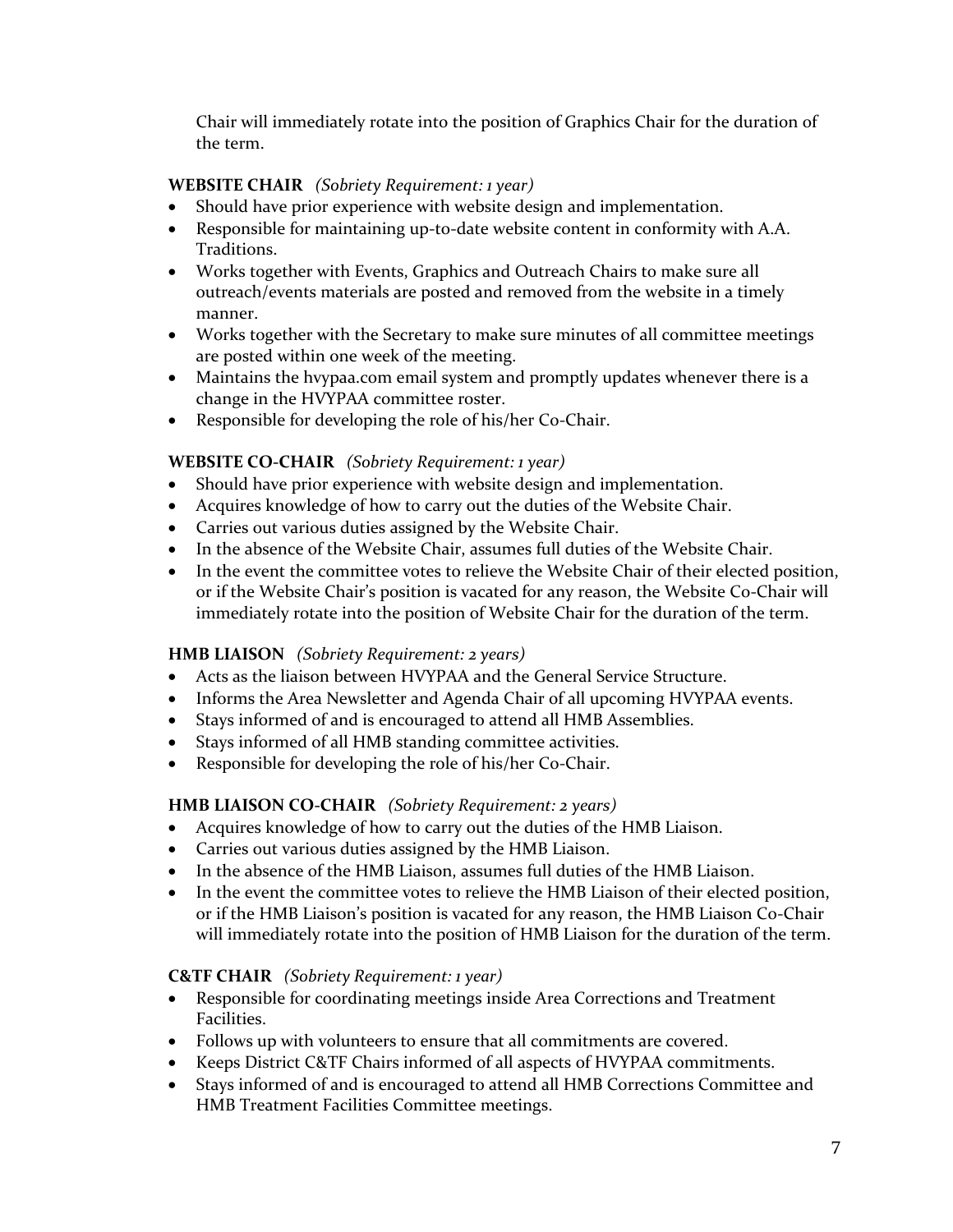Chair will immediately rotate into the position of Graphics Chair for the duration of the term.

**WEBSITE CHAIR** *(Sobriety Requirement: 1 year)*

- Should have prior experience with website design and implementation.
- Responsible for maintaining up-to-date website content in conformity with A.A. Traditions.
- Works together with Events, Graphics and Outreach Chairs to make sure all outreach/events materials are posted and removed from the website in a timely manner.
- Works together with the Secretary to make sure minutes of all committee meetings are posted within one week of the meeting.
- Maintains the hvypaa.com email system and promptly updates whenever there is a change in the HVYPAA committee roster.
- Responsible for developing the role of his/her Co-Chair.

**WEBSITE CO-CHAIR** *(Sobriety Requirement: 1 year)*

- Should have prior experience with website design and implementation.
- Acquires knowledge of how to carry out the duties of the Website Chair.
- Carries out various duties assigned by the Website Chair.
- In the absence of the Website Chair, assumes full duties of the Website Chair.
- In the event the committee votes to relieve the Website Chair of their elected position, or if the Website Chair's position is vacated for any reason, the Website Co-Chair will immediately rotate into the position of Website Chair for the duration of the term.

**HMB LIAISON** *(Sobriety Requirement: 2 years)*

- Acts as the liaison between HVYPAA and the General Service Structure.
- Informs the Area Newsletter and Agenda Chair of all upcoming HVYPAA events.
- Stays informed of and is encouraged to attend all HMB Assemblies.
- Stays informed of all HMB standing committee activities.
- Responsible for developing the role of his/her Co-Chair.

**HMB LIAISON CO-CHAIR** *(Sobriety Requirement: 2 years)*

- Acquires knowledge of how to carry out the duties of the HMB Liaison.
- Carries out various duties assigned by the HMB Liaison.
- In the absence of the HMB Liaison, assumes full duties of the HMB Liaison.
- In the event the committee votes to relieve the HMB Liaison of their elected position, or if the HMB Liaison's position is vacated for any reason, the HMB Liaison Co-Chair will immediately rotate into the position of HMB Liaison for the duration of the term.

**C&TF CHAIR** *(Sobriety Requirement: 1 year)*

- Responsible for coordinating meetings inside Area Corrections and Treatment Facilities.
- Follows up with volunteers to ensure that all commitments are covered.
- Keeps District C&TF Chairs informed of all aspects of HVYPAA commitments.
- Stays informed of and is encouraged to attend all HMB Corrections Committee and HMB Treatment Facilities Committee meetings.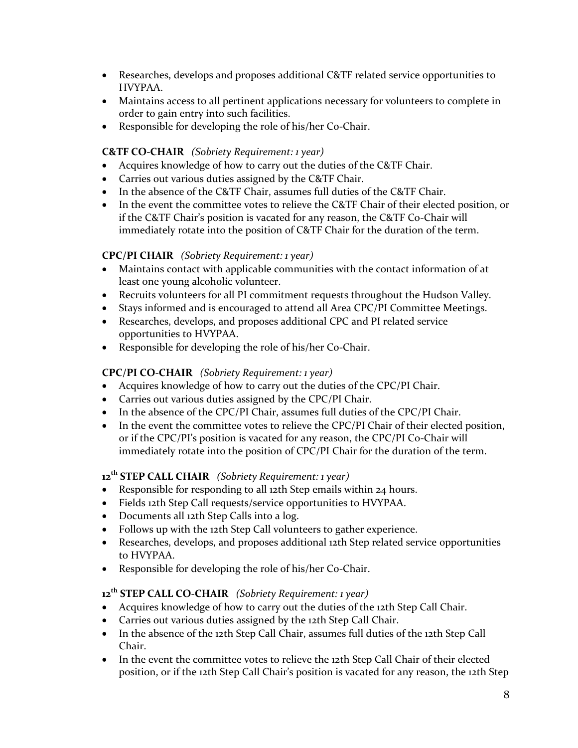- Researches, develops and proposes additional C&TF related service opportunities to HVYPAA.
- Maintains access to all pertinent applications necessary for volunteers to complete in order to gain entry into such facilities.
- Responsible for developing the role of his/her Co-Chair.

**C&TF CO-CHAIR** *(Sobriety Requirement: 1 year)*

- Acquires knowledge of how to carry out the duties of the C&TF Chair.
- Carries out various duties assigned by the C&TF Chair.
- In the absence of the C&TF Chair, assumes full duties of the C&TF Chair.
- In the event the committee votes to relieve the C&TF Chair of their elected position, or if the C&TF Chair's position is vacated for any reason, the C&TF Co-Chair will immediately rotate into the position of C&TF Chair for the duration of the term.

**CPC/PI CHAIR** *(Sobriety Requirement: 1 year)*

- Maintains contact with applicable communities with the contact information of at least one young alcoholic volunteer.
- Recruits volunteers for all PI commitment requests throughout the Hudson Valley.
- Stays informed and is encouraged to attend all Area CPC/PI Committee Meetings.
- Researches, develops, and proposes additional CPC and PI related service opportunities to HVYPAA.
- Responsible for developing the role of his/her Co-Chair.

**CPC/PI CO-CHAIR** *(Sobriety Requirement: 1 year)*

- Acquires knowledge of how to carry out the duties of the CPC/PI Chair.
- Carries out various duties assigned by the CPC/PI Chair.
- In the absence of the CPC/PI Chair, assumes full duties of the CPC/PI Chair.
- In the event the committee votes to relieve the CPC/PI Chair of their elected position, or if the CPC/PI's position is vacated for any reason, the CPC/PI Co-Chair will immediately rotate into the position of CPC/PI Chair for the duration of the term.

**12th STEP CALL CHAIR** *(Sobriety Requirement: 1 year)*

- Responsible for responding to all 12th Step emails within 24 hours.
- Fields 12th Step Call requests/service opportunities to HVYPAA.
- Documents all 12th Step Calls into a log.
- Follows up with the 12th Step Call volunteers to gather experience.
- Researches, develops, and proposes additional 12th Step related service opportunities to HVYPAA.
- Responsible for developing the role of his/her Co-Chair.

**12th STEP CALL CO-CHAIR** *(Sobriety Requirement: 1 year)*

- Acquires knowledge of how to carry out the duties of the 12th Step Call Chair.
- Carries out various duties assigned by the 12th Step Call Chair.
- In the absence of the 12th Step Call Chair, assumes full duties of the 12th Step Call Chair.
- In the event the committee votes to relieve the 12th Step Call Chair of their elected position, or if the 12th Step Call Chair's position is vacated for any reason, the 12th Step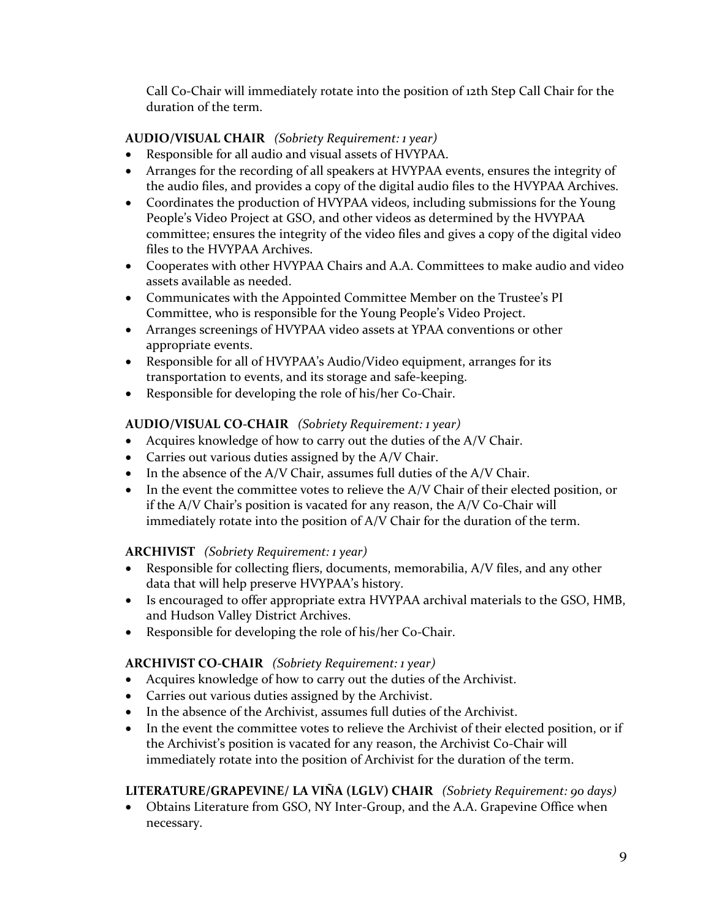Call Co-Chair will immediately rotate into the position of 12th Step Call Chair for the duration of the term.

**AUDIO/VISUAL CHAIR** *(Sobriety Requirement: 1 year)*

- Responsible for all audio and visual assets of HVYPAA.
- Arranges for the recording of all speakers at HVYPAA events, ensures the integrity of the audio files, and provides a copy of the digital audio files to the HVYPAA Archives.
- Coordinates the production of HVYPAA videos, including submissions for the Young People's Video Project at GSO, and other videos as determined by the HVYPAA committee; ensures the integrity of the video files and gives a copy of the digital video files to the HVYPAA Archives.
- Cooperates with other HVYPAA Chairs and A.A. Committees to make audio and video assets available as needed.
- Communicates with the Appointed Committee Member on the Trustee's PI Committee, who is responsible for the Young People's Video Project.
- Arranges screenings of HVYPAA video assets at YPAA conventions or other appropriate events.
- Responsible for all of HVYPAA's Audio/Video equipment, arranges for its transportation to events, and its storage and safe-keeping.
- Responsible for developing the role of his/her Co-Chair.

**AUDIO/VISUAL CO-CHAIR** *(Sobriety Requirement: 1 year)*

- Acquires knowledge of how to carry out the duties of the A/V Chair.
- Carries out various duties assigned by the A/V Chair.
- In the absence of the A/V Chair, assumes full duties of the A/V Chair.
- In the event the committee votes to relieve the A/V Chair of their elected position, or if the A/V Chair's position is vacated for any reason, the A/V Co-Chair will immediately rotate into the position of A/V Chair for the duration of the term.

**ARCHIVIST** *(Sobriety Requirement: 1 year)*

- Responsible for collecting fliers, documents, memorabilia, A/V files, and any other data that will help preserve HVYPAA's history.
- Is encouraged to offer appropriate extra HVYPAA archival materials to the GSO, HMB, and Hudson Valley District Archives.
- Responsible for developing the role of his/her Co-Chair.

**ARCHIVIST CO-CHAIR** *(Sobriety Requirement: 1 year)*

- Acquires knowledge of how to carry out the duties of the Archivist.
- Carries out various duties assigned by the Archivist.
- In the absence of the Archivist, assumes full duties of the Archivist.
- In the event the committee votes to relieve the Archivist of their elected position, or if the Archivist's position is vacated for any reason, the Archivist Co-Chair will immediately rotate into the position of Archivist for the duration of the term.

**LITERATURE/GRAPEVINE/ LA VIÑA (LGLV) CHAIR** *(Sobriety Requirement: 90 days)*

- Obtains Literature from GSO, NY Inter-Group, and the A.A. Grapevine Office when necessary.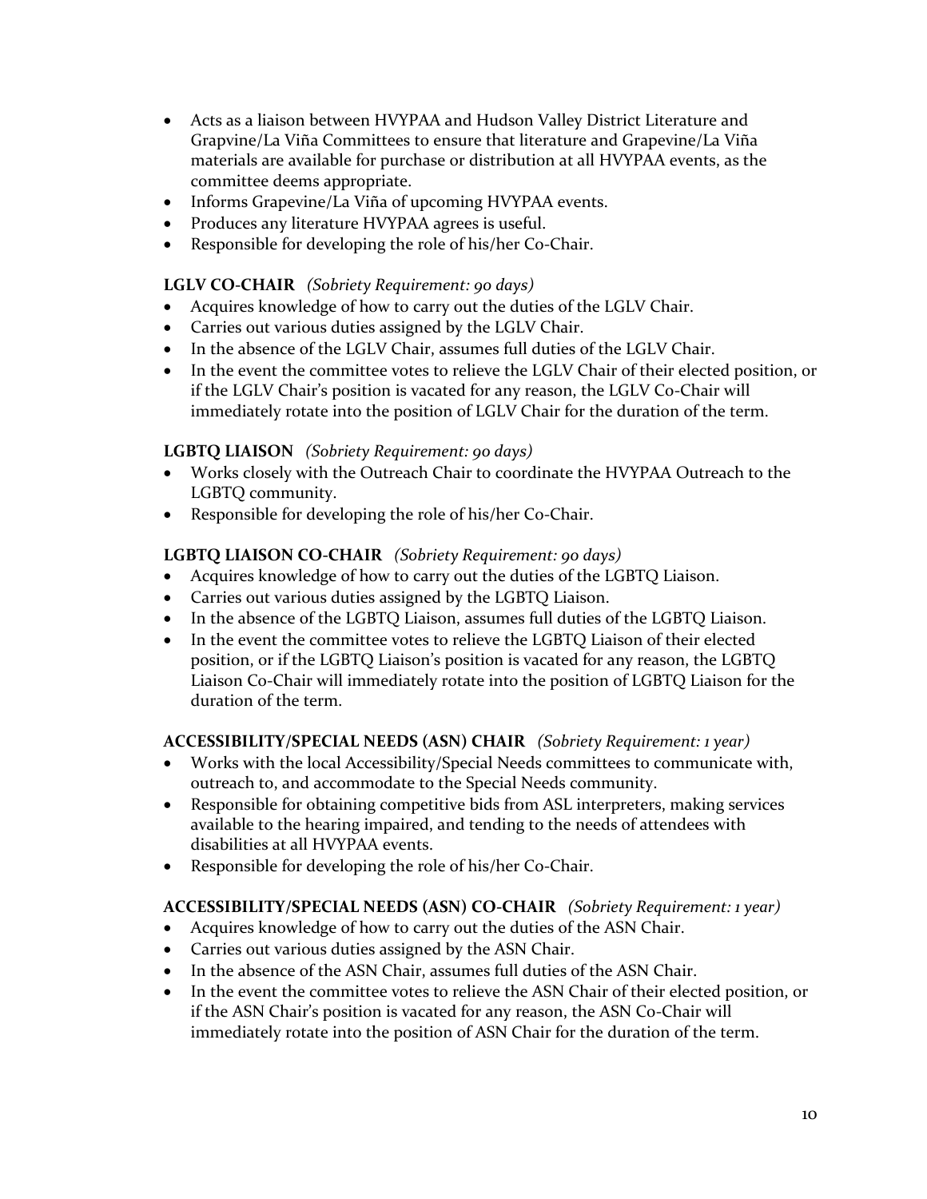- Acts as a liaison between HVYPAA and Hudson Valley District Literature and Grapvine/La Viña Committees to ensure that literature and Grapevine/La Viña materials are available for purchase or distribution at all HVYPAA events, as the committee deems appropriate.
- Informs Grapevine/La Viña of upcoming HVYPAA events.
- Produces any literature HVYPAA agrees is useful.
- Responsible for developing the role of his/her Co-Chair.

**LGLV CO-CHAIR** *(Sobriety Requirement: 90 days)*

- Acquires knowledge of how to carry out the duties of the LGLV Chair.
- Carries out various duties assigned by the LGLV Chair.
- In the absence of the LGLV Chair, assumes full duties of the LGLV Chair.
- In the event the committee votes to relieve the LGLV Chair of their elected position, or if the LGLV Chair's position is vacated for any reason, the LGLV Co-Chair will immediately rotate into the position of LGLV Chair for the duration of the term.

**LGBTQ LIAISON** *(Sobriety Requirement: 90 days)*

- Works closely with the Outreach Chair to coordinate the HVYPAA Outreach to the LGBTQ community.
- Responsible for developing the role of his/her Co-Chair.

**LGBTQ LIAISON CO-CHAIR** *(Sobriety Requirement: 90 days)*

- Acquires knowledge of how to carry out the duties of the LGBTQ Liaison.
- Carries out various duties assigned by the LGBTQ Liaison.
- In the absence of the LGBTQ Liaison, assumes full duties of the LGBTQ Liaison.
- In the event the committee votes to relieve the LGBTQ Liaison of their elected position, or if the LGBTQ Liaison's position is vacated for any reason, the LGBTQ Liaison Co-Chair will immediately rotate into the position of LGBTQ Liaison for the duration of the term.

**ACCESSIBILITY/SPECIAL NEEDS (ASN) CHAIR** *(Sobriety Requirement: 1 year)*

- Works with the local Accessibility/Special Needs committees to communicate with, outreach to, and accommodate to the Special Needs community.
- Responsible for obtaining competitive bids from ASL interpreters, making services available to the hearing impaired, and tending to the needs of attendees with disabilities at all HVYPAA events.
- Responsible for developing the role of his/her Co-Chair.

**ACCESSIBILITY/SPECIAL NEEDS (ASN) CO-CHAIR** *(Sobriety Requirement: 1 year)*

- Acquires knowledge of how to carry out the duties of the ASN Chair.
- Carries out various duties assigned by the ASN Chair.
- In the absence of the ASN Chair, assumes full duties of the ASN Chair.
- In the event the committee votes to relieve the ASN Chair of their elected position, or if the ASN Chair's position is vacated for any reason, the ASN Co-Chair will immediately rotate into the position of ASN Chair for the duration of the term.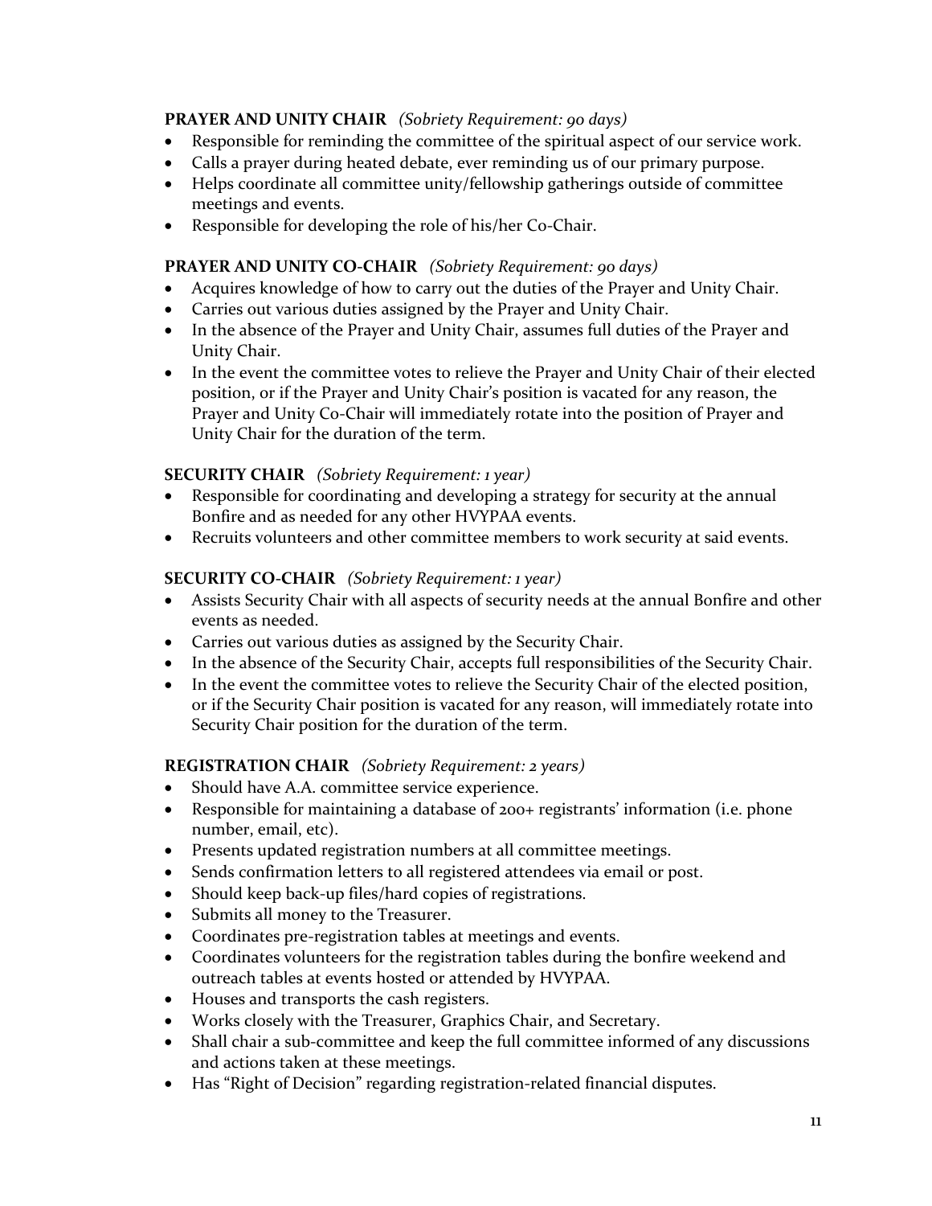**PRAYER AND UNITY CHAIR** *(Sobriety Requirement: 90 days)*

- Responsible for reminding the committee of the spiritual aspect of our service work.
- Calls a prayer during heated debate, ever reminding us of our primary purpose.
- Helps coordinate all committee unity/fellowship gatherings outside of committee meetings and events.
- Responsible for developing the role of his/her Co-Chair.

**PRAYER AND UNITY CO-CHAIR** *(Sobriety Requirement: 90 days)*

- Acquires knowledge of how to carry out the duties of the Prayer and Unity Chair.
- Carries out various duties assigned by the Prayer and Unity Chair.
- In the absence of the Prayer and Unity Chair, assumes full duties of the Prayer and Unity Chair.
- In the event the committee votes to relieve the Prayer and Unity Chair of their elected position, or if the Prayer and Unity Chair's position is vacated for any reason, the Prayer and Unity Co-Chair will immediately rotate into the position of Prayer and Unity Chair for the duration of the term.

**SECURITY CHAIR** *(Sobriety Requirement: 1 year)*

- Responsible for coordinating and developing a strategy for security at the annual Bonfire and as needed for any other HVYPAA events.
- Recruits volunteers and other committee members to work security at said events.

**SECURITY CO-CHAIR** *(Sobriety Requirement: 1 year)*

- Assists Security Chair with all aspects of security needs at the annual Bonfire and other events as needed.
- Carries out various duties as assigned by the Security Chair.
- In the absence of the Security Chair, accepts full responsibilities of the Security Chair.
- In the event the committee votes to relieve the Security Chair of the elected position, or if the Security Chair position is vacated for any reason, will immediately rotate into Security Chair position for the duration of the term.

**REGISTRATION CHAIR** *(Sobriety Requirement: 2 years)*

- Should have A.A. committee service experience.
- Responsible for maintaining a database of 200+ registrants' information (i.e. phone number, email, etc).
- Presents updated registration numbers at all committee meetings.
- Sends confirmation letters to all registered attendees via email or post.
- Should keep back-up files/hard copies of registrations.
- Submits all money to the Treasurer.
- Coordinates pre-registration tables at meetings and events.
- Coordinates volunteers for the registration tables during the bonfire weekend and outreach tables at events hosted or attended by HVYPAA.
- Houses and transports the cash registers.
- Works closely with the Treasurer, Graphics Chair, and Secretary.
- Shall chair a sub-committee and keep the full committee informed of any discussions and actions taken at these meetings.
- Has "Right of Decision" regarding registration-related financial disputes.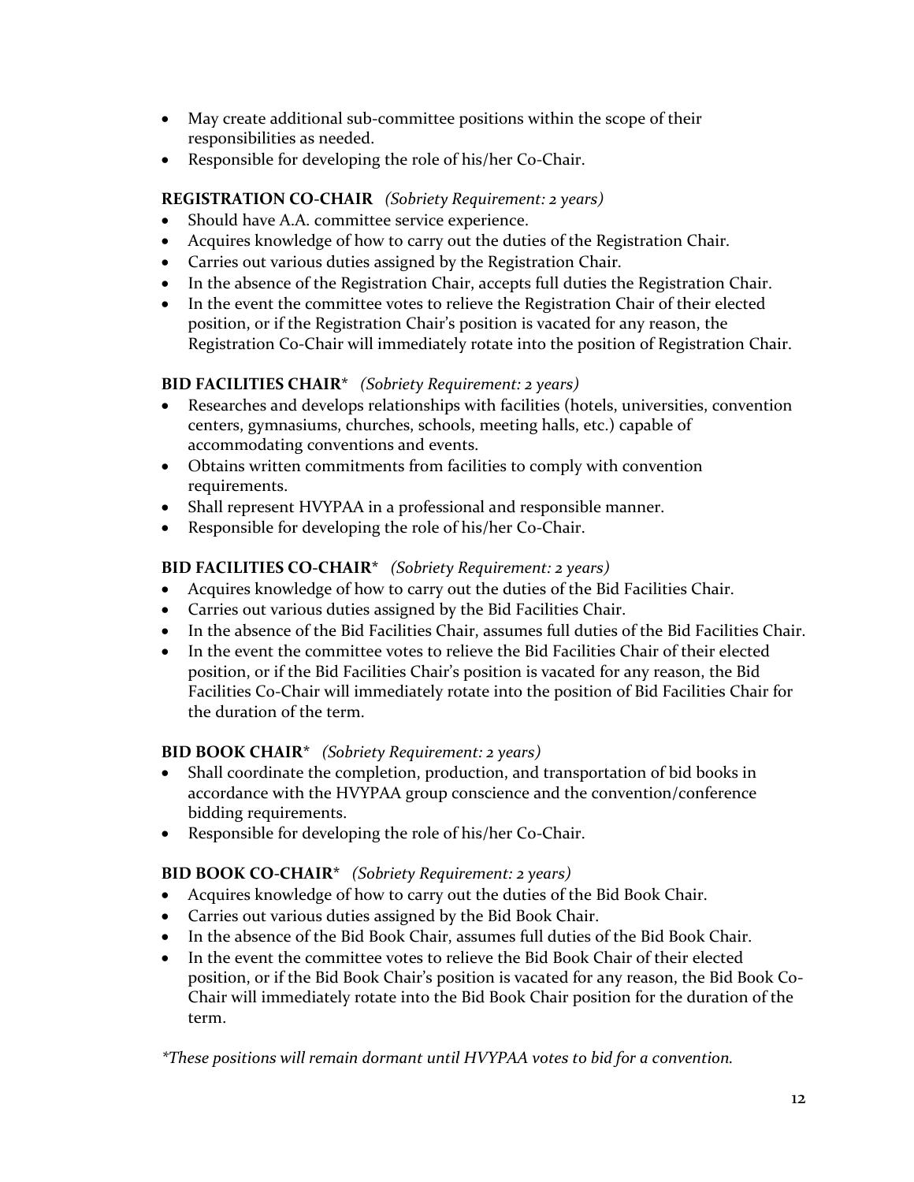- May create additional sub-committee positions within the scope of their responsibilities as needed.
- Responsible for developing the role of his/her Co-Chair.

**REGISTRATION CO-CHAIR** *(Sobriety Requirement: 2 years)*

- Should have A.A. committee service experience.
- Acquires knowledge of how to carry out the duties of the Registration Chair.
- Carries out various duties assigned by the Registration Chair.
- In the absence of the Registration Chair, accepts full duties the Registration Chair.
- In the event the committee votes to relieve the Registration Chair of their elected position, or if the Registration Chair's position is vacated for any reason, the Registration Co-Chair will immediately rotate into the position of Registration Chair.

**BID FACILITIES CHAIR*** *(Sobriety Requirement: 2 years)*

- Researches and develops relationships with facilities (hotels, universities, convention centers, gymnasiums, churches, schools, meeting halls, etc.) capable of accommodating conventions and events.
- Obtains written commitments from facilities to comply with convention requirements.
- Shall represent HVYPAA in a professional and responsible manner.
- Responsible for developing the role of his/her Co-Chair.

**BID FACILITIES CO-CHAIR*** *(Sobriety Requirement: 2 years)*

- Acquires knowledge of how to carry out the duties of the Bid Facilities Chair.
- Carries out various duties assigned by the Bid Facilities Chair.
- In the absence of the Bid Facilities Chair, assumes full duties of the Bid Facilities Chair.
- In the event the committee votes to relieve the Bid Facilities Chair of their elected position, or if the Bid Facilities Chair's position is vacated for any reason, the Bid Facilities Co-Chair will immediately rotate into the position of Bid Facilities Chair for the duration of the term.

**BID BOOK CHAIR*** *(Sobriety Requirement: 2 years)*

- Shall coordinate the completion, production, and transportation of bid books in accordance with the HVYPAA group conscience and the convention/conference bidding requirements.
- Responsible for developing the role of his/her Co-Chair.

**BID BOOK CO-CHAIR*** *(Sobriety Requirement: 2 years)*

- Acquires knowledge of how to carry out the duties of the Bid Book Chair.
- Carries out various duties assigned by the Bid Book Chair.
- In the absence of the Bid Book Chair, assumes full duties of the Bid Book Chair.
- In the event the committee votes to relieve the Bid Book Chair of their elected position, or if the Bid Book Chair's position is vacated for any reason, the Bid Book Co-Chair will immediately rotate into the Bid Book Chair position for the duration of the term.

*\*These positions will remain dormant until HVYPAA votes to bid for a convention.*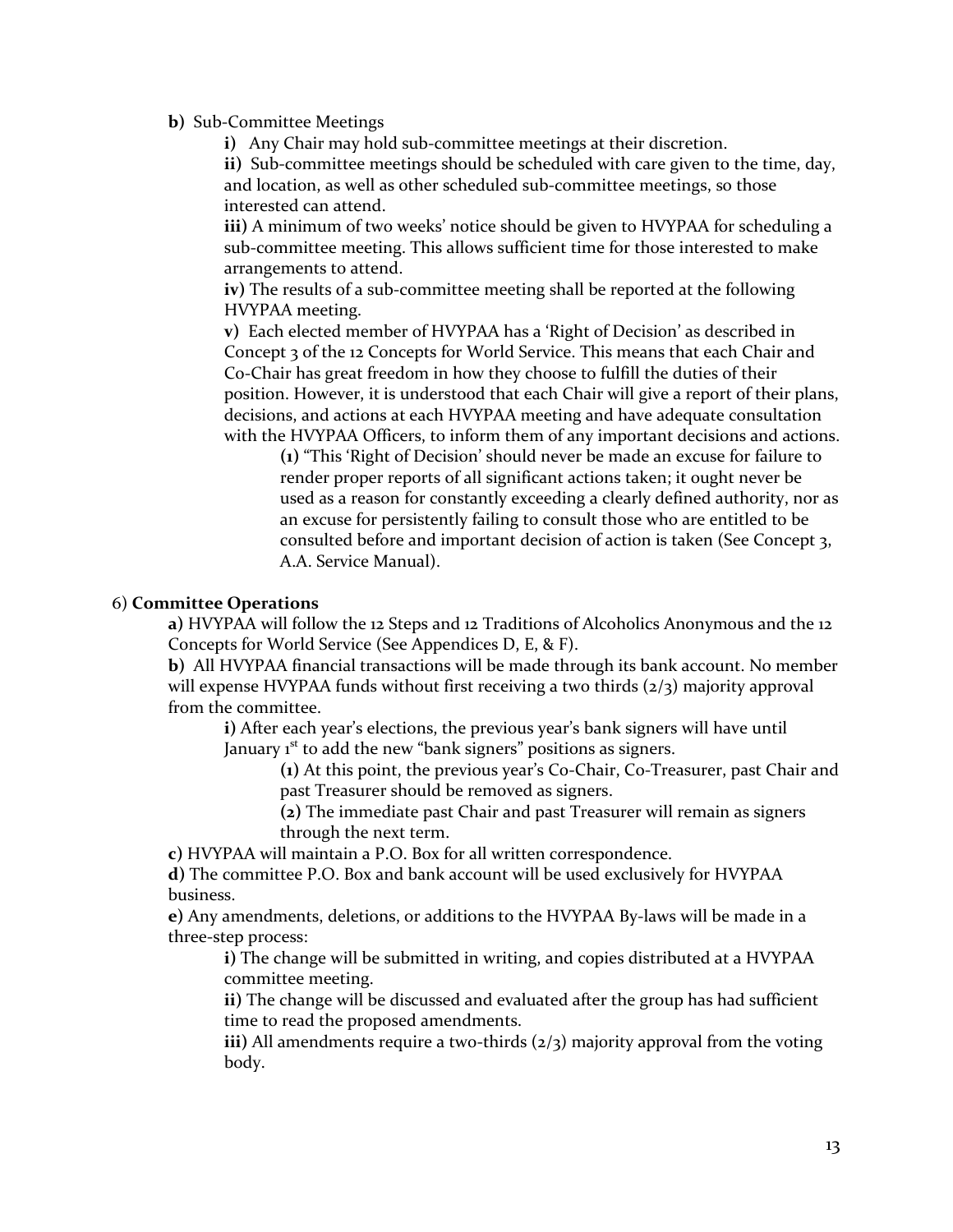**b)** Sub-Committee Meetings

> **i)** Any Chair may hold sub-committee meetings at their discretion.
>
> **ii)** Sub-committee meetings should be scheduled with care given to the time, day, and location, as well as other scheduled sub-committee meetings, so those interested can attend.
>
> **iii)** A minimum of two weeks' notice should be given to HVYPAA for scheduling a sub-committee meeting. This allows sufficient time for those interested to make arrangements to attend.
>
> **iv)** The results of a sub-committee meeting shall be reported at the following HVYPAA meeting.
>
> **v)** Each elected member of HVYPAA has a 'Right of Decision' as described in Concept 3 of the 12 Concepts for World Service. This means that each Chair and Co-Chair has great freedom in how they choose to fulfill the duties of their position. However, it is understood that each Chair will give a report of their plans, decisions, and actions at each HVYPAA meeting and have adequate consultation with the HVYPAA Officers, to inform them of any important decisions and actions.
>
> > **(1)** "This 'Right of Decision' should never be made an excuse for failure to render proper reports of all significant actions taken; it ought never be used as a reason for constantly exceeding a clearly defined authority, nor as an excuse for persistently failing to consult those who are entitled to be consulted before and important decision of action is taken (See Concept 3, A.A. Service Manual).

6) **Committee Operations**

> **a)** HVYPAA will follow the 12 Steps and 12 Traditions of Alcoholics Anonymous and the 12 Concepts for World Service (See Appendices D, E, & F).
>
> **b)** All HVYPAA financial transactions will be made through its bank account. No member will expense HVYPAA funds without first receiving a two thirds (2/3) majority approval from the committee.
>
> > **i)** After each year's elections, the previous year's bank signers will have until January 1st to add the new "bank signers" positions as signers.
> >
> > > **(1)** At this point, the previous year's Co-Chair, Co-Treasurer, past Chair and past Treasurer should be removed as signers.
> > >
> > > **(2)** The immediate past Chair and past Treasurer will remain as signers through the next term.
>
> **c)** HVYPAA will maintain a P.O. Box for all written correspondence.
>
> **d)** The committee P.O. Box and bank account will be used exclusively for HVYPAA business.
>
> **e)** Any amendments, deletions, or additions to the HVYPAA By-laws will be made in a three-step process:
>
> > **i)** The change will be submitted in writing, and copies distributed at a HVYPAA committee meeting.
> >
> > **ii)** The change will be discussed and evaluated after the group has had sufficient time to read the proposed amendments.
> >
> > **iii)** All amendments require a two-thirds (2/3) majority approval from the voting body.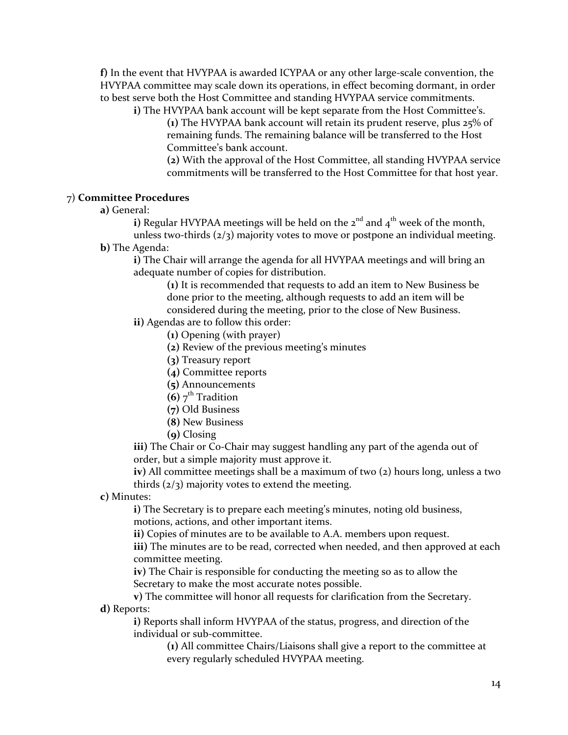**f)** In the event that HVYPAA is awarded ICYPAA or any other large-scale convention, the HVYPAA committee may scale down its operations, in effect becoming dormant, in order to best serve both the Host Committee and standing HVYPAA service commitments.

**i)** The HVYPAA bank account will be kept separate from the Host Committee's.

**(1)** The HVYPAA bank account will retain its prudent reserve, plus 25% of remaining funds. The remaining balance will be transferred to the Host Committee's bank account.

**(2)** With the approval of the Host Committee, all standing HVYPAA service commitments will be transferred to the Host Committee for that host year.

7) **Committee Procedures**

**a)** General:

**i)** Regular HVYPAA meetings will be held on the 2nd and 4th week of the month, unless two-thirds (2/3) majority votes to move or postpone an individual meeting.

**b)** The Agenda:

**i)** The Chair will arrange the agenda for all HVYPAA meetings and will bring an adequate number of copies for distribution.

**(1)** It is recommended that requests to add an item to New Business be done prior to the meeting, although requests to add an item will be considered during the meeting, prior to the close of New Business.

**ii)** Agendas are to follow this order:

**(1)** Opening (with prayer)
**(2)** Review of the previous meeting's minutes
**(3)** Treasury report
**(4)** Committee reports
**(5)** Announcements
**(6)** 7th Tradition
**(7)** Old Business
**(8)** New Business
**(9)** Closing

**iii)** The Chair or Co-Chair may suggest handling any part of the agenda out of order, but a simple majority must approve it.

**iv)** All committee meetings shall be a maximum of two (2) hours long, unless a two thirds (2/3) majority votes to extend the meeting.

**c)** Minutes:

**i)** The Secretary is to prepare each meeting's minutes, noting old business, motions, actions, and other important items.

**ii)** Copies of minutes are to be available to A.A. members upon request.

**iii)** The minutes are to be read, corrected when needed, and then approved at each committee meeting.

**iv)** The Chair is responsible for conducting the meeting so as to allow the Secretary to make the most accurate notes possible.

**v)** The committee will honor all requests for clarification from the Secretary.

**d)** Reports:

**i)** Reports shall inform HVYPAA of the status, progress, and direction of the individual or sub-committee.

**(1)** All committee Chairs/Liaisons shall give a report to the committee at every regularly scheduled HVYPAA meeting.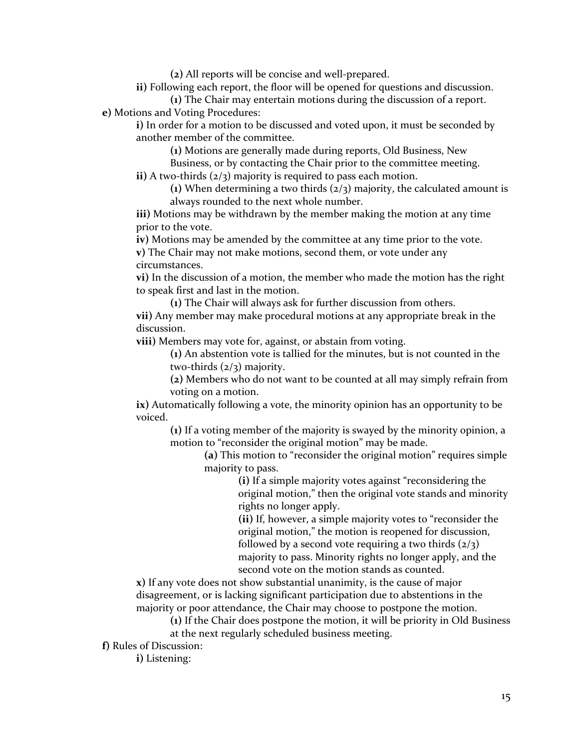(**2**) All reports will be concise and well-prepared.

**ii**) Following each report, the floor will be opened for questions and discussion.

(**1**) The Chair may entertain motions during the discussion of a report.

**e**) Motions and Voting Procedures:

**i**) In order for a motion to be discussed and voted upon, it must be seconded by another member of the committee.

(**1**) Motions are generally made during reports, Old Business, New Business, or by contacting the Chair prior to the committee meeting.

**ii**) A two-thirds (2/3) majority is required to pass each motion.

(**1**) When determining a two thirds (2/3) majority, the calculated amount is always rounded to the next whole number.

**iii**) Motions may be withdrawn by the member making the motion at any time prior to the vote.

**iv**) Motions may be amended by the committee at any time prior to the vote.

**v**) The Chair may not make motions, second them, or vote under any circumstances.

**vi**) In the discussion of a motion, the member who made the motion has the right to speak first and last in the motion.

(**1**) The Chair will always ask for further discussion from others.

**vii**) Any member may make procedural motions at any appropriate break in the discussion.

**viii**) Members may vote for, against, or abstain from voting.

(**1**) An abstention vote is tallied for the minutes, but is not counted in the two-thirds (2/3) majority.

(**2**) Members who do not want to be counted at all may simply refrain from voting on a motion.

**ix**) Automatically following a vote, the minority opinion has an opportunity to be voiced.

(**1**) If a voting member of the majority is swayed by the minority opinion, a motion to "reconsider the original motion" may be made.

(**a**) This motion to "reconsider the original motion" requires simple majority to pass.

(**i**) If a simple majority votes against "reconsidering the original motion," then the original vote stands and minority rights no longer apply.

(**ii**) If, however, a simple majority votes to "reconsider the original motion," the motion is reopened for discussion, followed by a second vote requiring a two thirds (2/3) majority to pass. Minority rights no longer apply, and the second vote on the motion stands as counted.

**x**) If any vote does not show substantial unanimity, is the cause of major disagreement, or is lacking significant participation due to abstentions in the majority or poor attendance, the Chair may choose to postpone the motion.

(**1**) If the Chair does postpone the motion, it will be priority in Old Business at the next regularly scheduled business meeting.

**f**) Rules of Discussion:

**i**) Listening: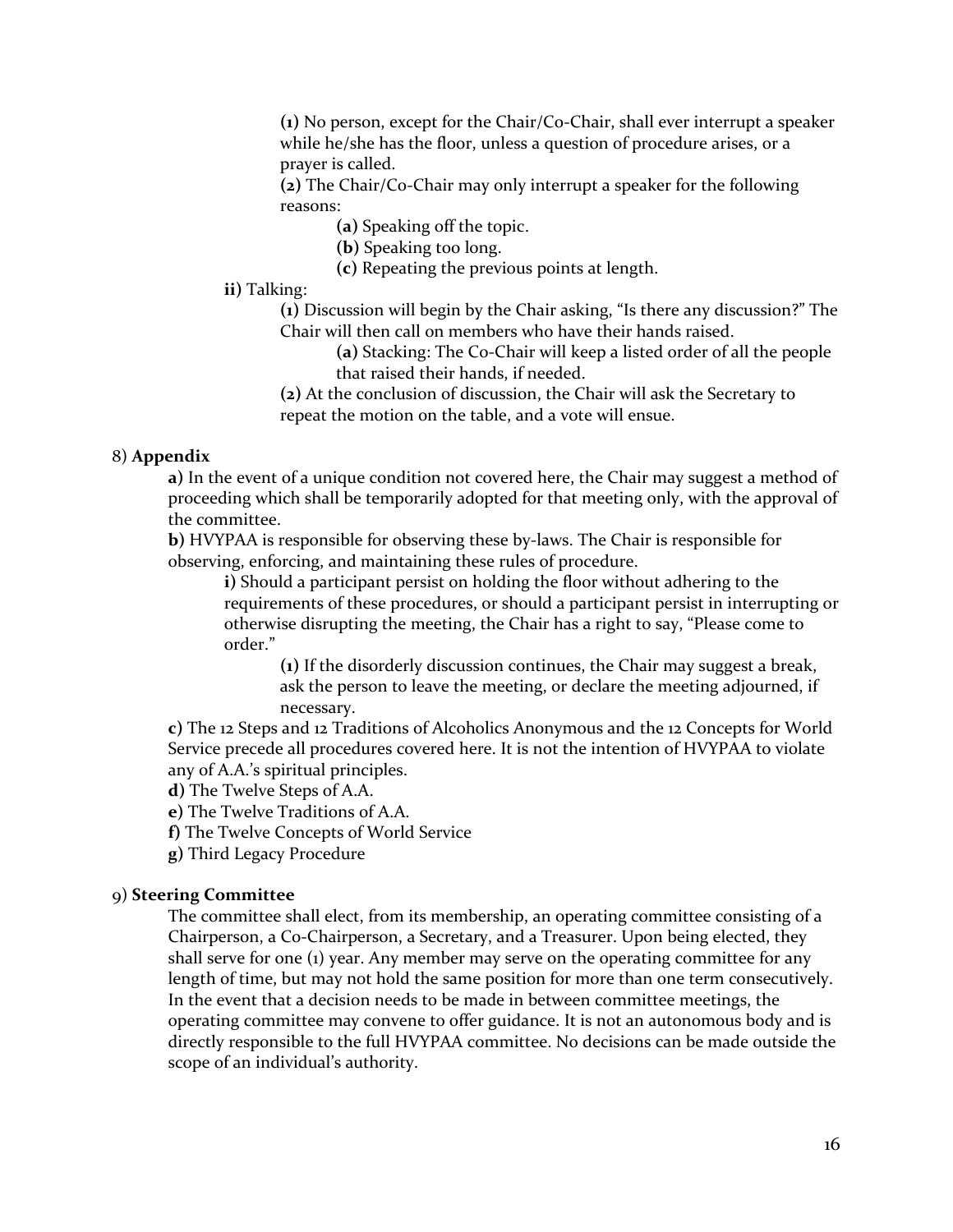**(1)** No person, except for the Chair/Co-Chair, shall ever interrupt a speaker while he/she has the floor, unless a question of procedure arises, or a prayer is called.

**(2)** The Chair/Co-Chair may only interrupt a speaker for the following reasons:

**(a)** Speaking off the topic.

**(b)** Speaking too long.

**(c)** Repeating the previous points at length.

**ii)** Talking:

**(1)** Discussion will begin by the Chair asking, "Is there any discussion?" The Chair will then call on members who have their hands raised.

**(a)** Stacking: The Co-Chair will keep a listed order of all the people that raised their hands, if needed.

**(2)** At the conclusion of discussion, the Chair will ask the Secretary to repeat the motion on the table, and a vote will ensue.

8) **Appendix**

**a)** In the event of a unique condition not covered here, the Chair may suggest a method of proceeding which shall be temporarily adopted for that meeting only, with the approval of the committee.

**b)** HVYPAA is responsible for observing these by-laws. The Chair is responsible for observing, enforcing, and maintaining these rules of procedure.

**i)** Should a participant persist on holding the floor without adhering to the requirements of these procedures, or should a participant persist in interrupting or otherwise disrupting the meeting, the Chair has a right to say, "Please come to order."

**(1)** If the disorderly discussion continues, the Chair may suggest a break, ask the person to leave the meeting, or declare the meeting adjourned, if necessary.

**c)** The 12 Steps and 12 Traditions of Alcoholics Anonymous and the 12 Concepts for World Service precede all procedures covered here. It is not the intention of HVYPAA to violate any of A.A.'s spiritual principles.

**d)** The Twelve Steps of A.A.

**e)** The Twelve Traditions of A.A.

**f)** The Twelve Concepts of World Service

**g)** Third Legacy Procedure

9) **Steering Committee**

The committee shall elect, from its membership, an operating committee consisting of a Chairperson, a Co-Chairperson, a Secretary, and a Treasurer. Upon being elected, they shall serve for one (1) year. Any member may serve on the operating committee for any length of time, but may not hold the same position for more than one term consecutively. In the event that a decision needs to be made in between committee meetings, the operating committee may convene to offer guidance. It is not an autonomous body and is directly responsible to the full HVYPAA committee. No decisions can be made outside the scope of an individual's authority.